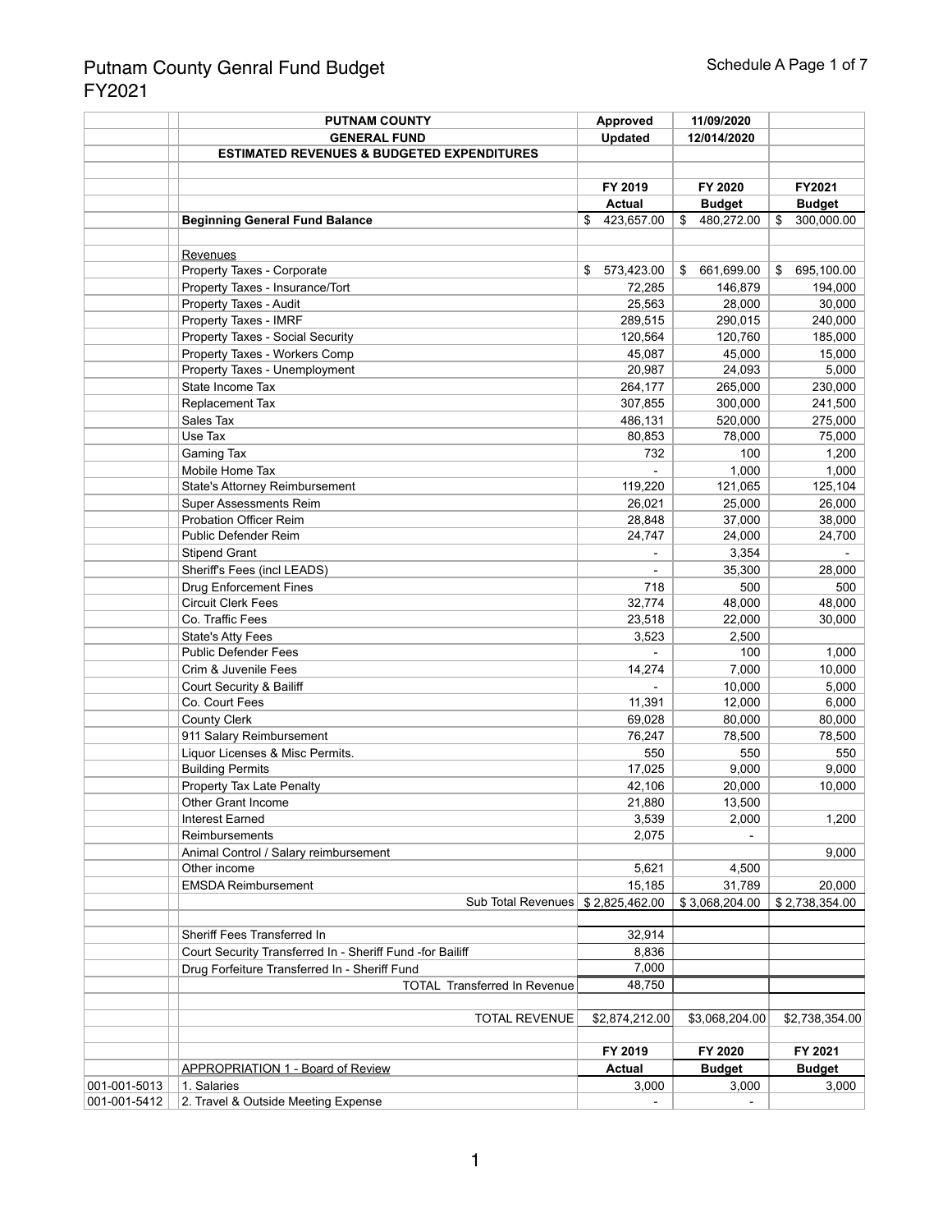# Putnam County Genral Fund Budget
# FY2021

| | PUTNAM COUNTY | Approved | 11/09/2020 | |
|---|---|---|---|---|
| | GENERAL FUND | Updated | 12/014/2020 | |
| | ESTIMATED REVENUES & BUDGETED EXPENDITURES | | | |
| | | | | |
| | | FY 2019 | FY 2020 | FY2021 |
| | | Actual | Budget | Budget |
| | **Beginning General Fund Balance** | $ 423,657.00 | $ 480,272.00 | $ 300,000.00 |
| | | | | |
| | Revenues | | | |
| | Property Taxes - Corporate | $ 573,423.00 | $ 661,699.00 | $ 695,100.00 |
| | Property Taxes - Insurance/Tort | 72,285 | 146,879 | 194,000 |
| | Property Taxes - Audit | 25,563 | 28,000 | 30,000 |
| | Property Taxes - IMRF | 289,515 | 290,015 | 240,000 |
| | Property Taxes - Social Security | 120,564 | 120,760 | 185,000 |
| | Property Taxes - Workers Comp | 45,087 | 45,000 | 15,000 |
| | Property Taxes - Unemployment | 20,987 | 24,093 | 5,000 |
| | State Income Tax | 264,177 | 265,000 | 230,000 |
| | Replacement Tax | 307,855 | 300,000 | 241,500 |
| | Sales Tax | 486,131 | 520,000 | 275,000 |
| | Use Tax | 80,853 | 78,000 | 75,000 |
| | Gaming Tax | 732 | 100 | 1,200 |
| | Mobile Home Tax | - | 1,000 | 1,000 |
| | State's Attorney Reimbursement | 119,220 | 121,065 | 125,104 |
| | Super Assessments Reim | 26,021 | 25,000 | 26,000 |
| | Probation Officer Reim | 28,848 | 37,000 | 38,000 |
| | Public Defender Reim | 24,747 | 24,000 | 24,700 |
| | Stipend Grant | - | 3,354 | - |
| | Sheriff's Fees (incl LEADS) | - | 35,300 | 28,000 |
| | Drug Enforcement Fines | 718 | 500 | 500 |
| | Circuit Clerk Fees | 32,774 | 48,000 | 48,000 |
| | Co. Traffic Fees | 23,518 | 22,000 | 30,000 |
| | State's Atty Fees | 3,523 | 2,500 | |
| | Public Defender Fees | - | 100 | 1,000 |
| | Crim & Juvenile Fees | 14,274 | 7,000 | 10,000 |
| | Court Security & Bailiff | - | 10,000 | 5,000 |
| | Co. Court Fees | 11,391 | 12,000 | 6,000 |
| | County Clerk | 69,028 | 80,000 | 80,000 |
| | 911 Salary Reimbursement | 76,247 | 78,500 | 78,500 |
| | Liquor Licenses & Misc Permits. | 550 | 550 | 550 |
| | Building Permits | 17,025 | 9,000 | 9,000 |
| | Property Tax Late Penalty | 42,106 | 20,000 | 10,000 |
| | Other Grant Income | 21,880 | 13,500 | |
| | Interest Earned | 3,539 | 2,000 | 1,200 |
| | Reimbursements | 2,075 | - | |
| | Animal Control / Salary reimbursement | | | 9,000 |
| | Other income | 5,621 | 4,500 | |
| | EMSDA Reimbursement | 15,185 | 31,789 | 20,000 |
| | Sub Total Revenues | $ 2,825,462.00 | $ 3,068,204.00 | $ 2,738,354.00 |
| | | | | |
| | Sheriff Fees Transferred In | 32,914 | | |
| | Court Security Transferred In - Sheriff Fund -for Bailiff | 8,836 | | |
| | Drug Forfeiture Transferred In - Sheriff Fund | 7,000 | | |
| | TOTAL Transferred In Revenue | 48,750 | | |
| | | | | |
| | TOTAL REVENUE | $2,874,212.00 | $3,068,204.00 | $2,738,354.00 |
| | | | | |
| | | FY 2019 | FY 2020 | FY 2021 |
| | APPROPRIATION 1 - Board of Review | Actual | Budget | Budget |
| 001-001-5013 | 1. Salaries | 3,000 | 3,000 | 3,000 |
| 001-001-5412 | 2. Travel & Outside Meeting Expense | - | - | |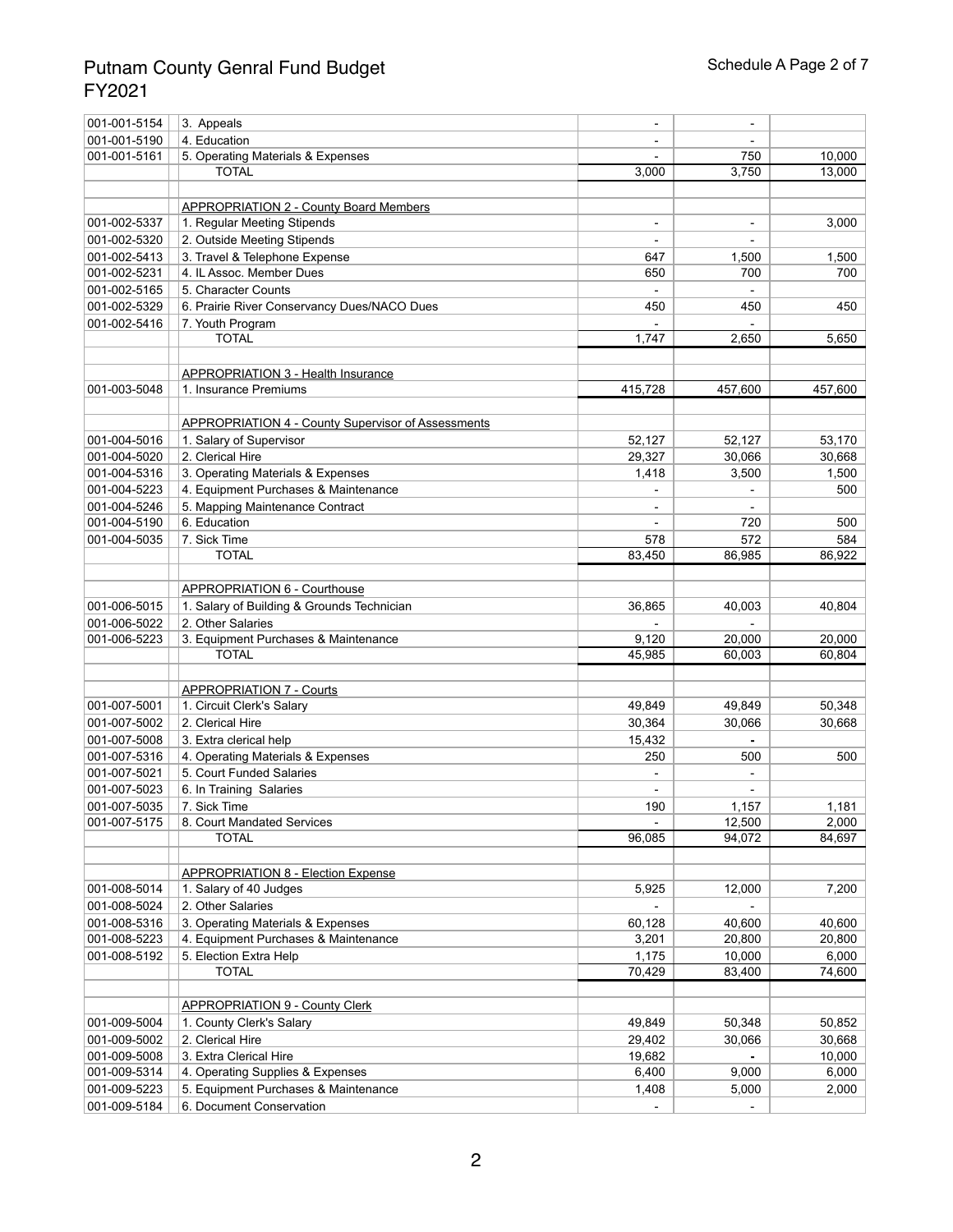# Putnam County Genral Fund Budget
# FY2021

| | | | | |
|---|---|---|---|---|
| 001-001-5154 | 3. Appeals | - | - | |
| 001-001-5190 | 4. Education | - | - | |
| 001-001-5161 | 5. Operating Materials & Expenses | - | 750 | 10,000 |
| | TOTAL | 3,000 | 3,750 | 13,000 |
| | | | | |
| | APPROPRIATION 2 - County Board Members | | | |
| 001-002-5337 | 1. Regular Meeting Stipends | - | - | 3,000 |
| 001-002-5320 | 2. Outside Meeting Stipends | - | - | |
| 001-002-5413 | 3. Travel & Telephone Expense | 647 | 1,500 | 1,500 |
| 001-002-5231 | 4. IL Assoc. Member Dues | 650 | 700 | 700 |
| 001-002-5165 | 5. Character Counts | - | - | |
| 001-002-5329 | 6. Prairie River Conservancy Dues/NACO Dues | 450 | 450 | 450 |
| 001-002-5416 | 7. Youth Program | - | - | |
| | TOTAL | 1,747 | 2,650 | 5,650 |
| | | | | |
| | APPROPRIATION 3 - Health Insurance | | | |
| 001-003-5048 | 1. Insurance Premiums | 415,728 | 457,600 | 457,600 |
| | | | | |
| | APPROPRIATION 4 - County Supervisor of Assessments | | | |
| 001-004-5016 | 1. Salary of Supervisor | 52,127 | 52,127 | 53,170 |
| 001-004-5020 | 2. Clerical Hire | 29,327 | 30,066 | 30,668 |
| 001-004-5316 | 3. Operating Materials & Expenses | 1,418 | 3,500 | 1,500 |
| 001-004-5223 | 4. Equipment Purchases & Maintenance | - | - | 500 |
| 001-004-5246 | 5. Mapping Maintenance Contract | - | - | |
| 001-004-5190 | 6. Education | - | 720 | 500 |
| 001-004-5035 | 7. Sick Time | 578 | 572 | 584 |
| | TOTAL | 83,450 | 86,985 | 86,922 |
| | | | | |
| | APPROPRIATION 6 - Courthouse | | | |
| 001-006-5015 | 1. Salary of Building & Grounds Technician | 36,865 | 40,003 | 40,804 |
| 001-006-5022 | 2. Other Salaries | - | - | |
| 001-006-5223 | 3. Equipment Purchases & Maintenance | 9,120 | 20,000 | 20,000 |
| | TOTAL | 45,985 | 60,003 | 60,804 |
| | | | | |
| | APPROPRIATION 7 - Courts | | | |
| 001-007-5001 | 1. Circuit Clerk's Salary | 49,849 | 49,849 | 50,348 |
| 001-007-5002 | 2. Clerical Hire | 30,364 | 30,066 | 30,668 |
| 001-007-5008 | 3. Extra clerical help | 15,432 | - | |
| 001-007-5316 | 4. Operating Materials & Expenses | 250 | 500 | 500 |
| 001-007-5021 | 5. Court Funded Salaries | - | - | |
| 001-007-5023 | 6. In Training Salaries | - | - | |
| 001-007-5035 | 7. Sick Time | 190 | 1,157 | 1,181 |
| 001-007-5175 | 8. Court Mandated Services | - | 12,500 | 2,000 |
| | TOTAL | 96,085 | 94,072 | 84,697 |
| | | | | |
| | APPROPRIATION 8 - Election Expense | | | |
| 001-008-5014 | 1. Salary of 40 Judges | 5,925 | 12,000 | 7,200 |
| 001-008-5024 | 2. Other Salaries | - | - | |
| 001-008-5316 | 3. Operating Materials & Expenses | 60,128 | 40,600 | 40,600 |
| 001-008-5223 | 4. Equipment Purchases & Maintenance | 3,201 | 20,800 | 20,800 |
| 001-008-5192 | 5. Election Extra Help | 1,175 | 10,000 | 6,000 |
| | TOTAL | 70,429 | 83,400 | 74,600 |
| | | | | |
| | APPROPRIATION 9 - County Clerk | | | |
| 001-009-5004 | 1. County Clerk's Salary | 49,849 | 50,348 | 50,852 |
| 001-009-5002 | 2. Clerical Hire | 29,402 | 30,066 | 30,668 |
| 001-009-5008 | 3. Extra Clerical Hire | 19,682 | - | 10,000 |
| 001-009-5314 | 4. Operating Supplies & Expenses | 6,400 | 9,000 | 6,000 |
| 001-009-5223 | 5. Equipment Purchases & Maintenance | 1,408 | 5,000 | 2,000 |
| 001-009-5184 | 6. Document Conservation | - | - | |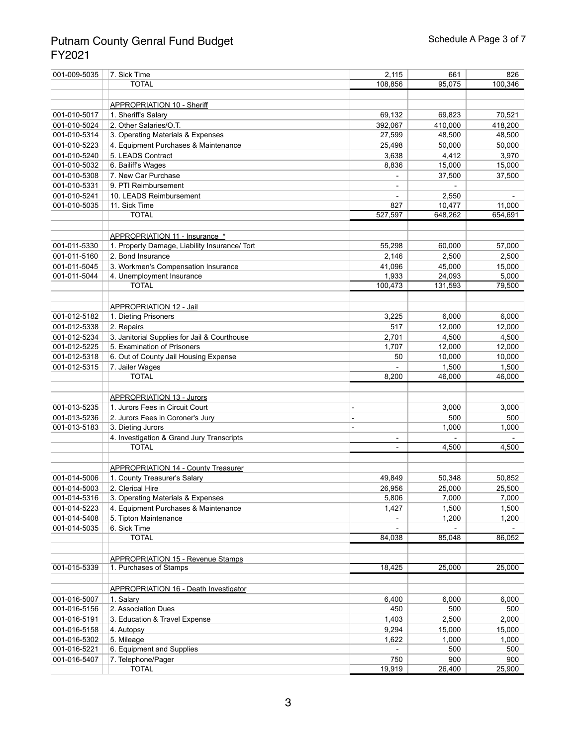# Putnam County Genral Fund Budget
# FY2021

| | | | | |
|---|---|---|---|---|
| 001-009-5035 | 7. Sick Time | 2,115 | 661 | 826 |
| | TOTAL | 108,856 | 95,075 | 100,346 |
| | | | | |
| | APPROPRIATION 10 - Sheriff | | | |
| 001-010-5017 | 1. Sheriff's Salary | 69,132 | 69,823 | 70,521 |
| 001-010-5024 | 2. Other Salaries/O.T. | 392,067 | 410,000 | 418,200 |
| 001-010-5314 | 3. Operating Materials & Expenses | 27,599 | 48,500 | 48,500 |
| 001-010-5223 | 4. Equipment Purchases & Maintenance | 25,498 | 50,000 | 50,000 |
| 001-010-5240 | 5. LEADS Contract | 3,638 | 4,412 | 3,970 |
| 001-010-5032 | 6. Bailiff's Wages | 8,836 | 15,000 | 15,000 |
| 001-010-5308 | 7. New Car Purchase | - | 37,500 | 37,500 |
| 001-010-5331 | 9. PTI Reimbursement | - | - | |
| 001-010-5241 | 10. LEADS Reimbursement | - | 2,550 | - |
| 001-010-5035 | 11. Sick Time | 827 | 10,477 | 11,000 |
| | TOTAL | 527,597 | 648,262 | 654,691 |
| | | | | |
| | APPROPRIATION 11 - Insurance * | | | |
| 001-011-5330 | 1. Property Damage, Liability Insurance/ Tort | 55,298 | 60,000 | 57,000 |
| 001-011-5160 | 2. Bond Insurance | 2,146 | 2,500 | 2,500 |
| 001-011-5045 | 3. Workmen's Compensation Insurance | 41,096 | 45,000 | 15,000 |
| 001-011-5044 | 4. Unemployment Insurance | 1,933 | 24,093 | 5,000 |
| | TOTAL | 100,473 | 131,593 | 79,500 |
| | | | | |
| | APPROPRIATION 12 - Jail | | | |
| 001-012-5182 | 1. Dieting Prisoners | 3,225 | 6,000 | 6,000 |
| 001-012-5338 | 2. Repairs | 517 | 12,000 | 12,000 |
| 001-012-5234 | 3. Janitorial Supplies for Jail & Courthouse | 2,701 | 4,500 | 4,500 |
| 001-012-5225 | 5. Examination of Prisoners | 1,707 | 12,000 | 12,000 |
| 001-012-5318 | 6. Out of County Jail Housing Expense | 50 | 10,000 | 10,000 |
| 001-012-5315 | 7. Jailer Wages | - | 1,500 | 1,500 |
| | TOTAL | 8,200 | 46,000 | 46,000 |
| | | | | |
| | APPROPRIATION 13 - Jurors | | | |
| 001-013-5235 | 1. Jurors Fees in Circuit Court | - | 3,000 | 3,000 |
| 001-013-5236 | 2. Jurors Fees in Coroner's Jury | - | 500 | 500 |
| 001-013-5183 | 3. Dieting Jurors | - | 1,000 | 1,000 |
| | 4. Investigation & Grand Jury Transcripts | - | - | - |
| | TOTAL | - | 4,500 | 4,500 |
| | | | | |
| | APPROPRIATION 14 - County Treasurer | | | |
| 001-014-5006 | 1. County Treasurer's Salary | 49,849 | 50,348 | 50,852 |
| 001-014-5003 | 2. Clerical Hire | 26,956 | 25,000 | 25,500 |
| 001-014-5316 | 3. Operating Materials & Expenses | 5,806 | 7,000 | 7,000 |
| 001-014-5223 | 4. Equipment Purchases & Maintenance | 1,427 | 1,500 | 1,500 |
| 001-014-5408 | 5. Tipton Maintenance | - | 1,200 | 1,200 |
| 001-014-5035 | 6. Sick Time | - | - | - |
| | TOTAL | 84,038 | 85,048 | 86,052 |
| | | | | |
| | APPROPRIATION 15 - Revenue Stamps | | | |
| 001-015-5339 | 1. Purchases of Stamps | 18,425 | 25,000 | 25,000 |
| | | | | |
| | APPROPRIATION 16 - Death Investigator | | | |
| 001-016-5007 | 1. Salary | 6,400 | 6,000 | 6,000 |
| 001-016-5156 | 2. Association Dues | 450 | 500 | 500 |
| 001-016-5191 | 3. Education & Travel Expense | 1,403 | 2,500 | 2,000 |
| 001-016-5158 | 4. Autopsy | 9,294 | 15,000 | 15,000 |
| 001-016-5302 | 5. Mileage | 1,622 | 1,000 | 1,000 |
| 001-016-5221 | 6. Equipment and Supplies | - | 500 | 500 |
| 001-016-5407 | 7. Telephone/Pager | 750 | 900 | 900 |
| | TOTAL | 19,919 | 26,400 | 25,900 |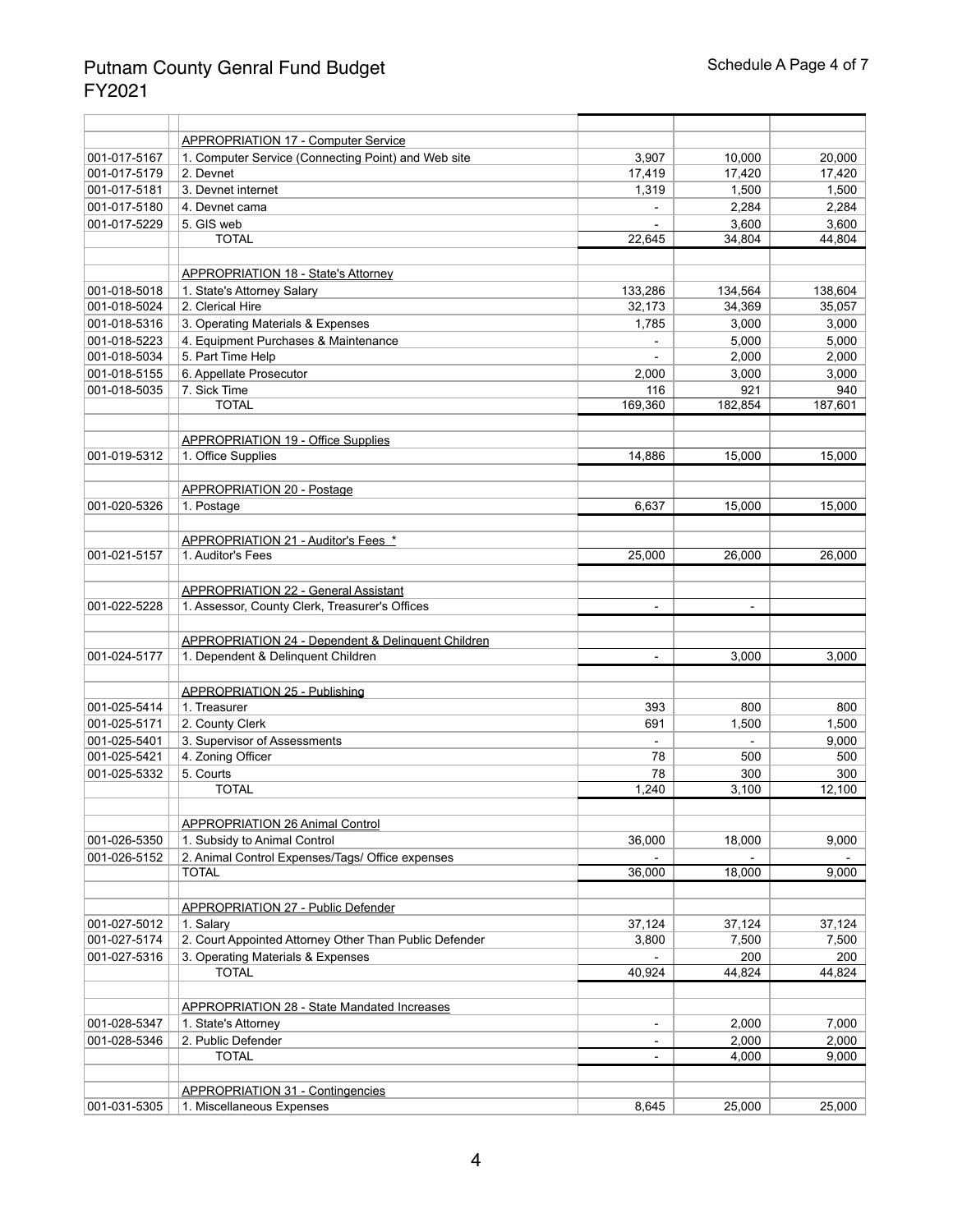# Putnam County Genral Fund Budget
# FY2021

| | | | | |
|---|---|---|---|---|
| | APPROPRIATION 17 - Computer Service | | | |
| 001-017-5167 | 1. Computer Service (Connecting Point) and Web site | 3,907 | 10,000 | 20,000 |
| 001-017-5179 | 2. Devnet | 17,419 | 17,420 | 17,420 |
| 001-017-5181 | 3. Devnet internet | 1,319 | 1,500 | 1,500 |
| 001-017-5180 | 4. Devnet cama | - | 2,284 | 2,284 |
| 001-017-5229 | 5. GIS web | - | 3,600 | 3,600 |
| | TOTAL | 22,645 | 34,804 | 44,804 |
| | | | | |
| | APPROPRIATION 18 - State's Attorney | | | |
| 001-018-5018 | 1. State's Attorney Salary | 133,286 | 134,564 | 138,604 |
| 001-018-5024 | 2. Clerical Hire | 32,173 | 34,369 | 35,057 |
| 001-018-5316 | 3. Operating Materials & Expenses | 1,785 | 3,000 | 3,000 |
| 001-018-5223 | 4. Equipment Purchases & Maintenance | - | 5,000 | 5,000 |
| 001-018-5034 | 5. Part Time Help | - | 2,000 | 2,000 |
| 001-018-5155 | 6. Appellate Prosecutor | 2,000 | 3,000 | 3,000 |
| 001-018-5035 | 7. Sick Time | 116 | 921 | 940 |
| | TOTAL | 169,360 | 182,854 | 187,601 |
| | | | | |
| | APPROPRIATION 19 - Office Supplies | | | |
| 001-019-5312 | 1. Office Supplies | 14,886 | 15,000 | 15,000 |
| | | | | |
| | APPROPRIATION 20 - Postage | | | |
| 001-020-5326 | 1. Postage | 6,637 | 15,000 | 15,000 |
| | | | | |
| | APPROPRIATION 21 - Auditor's Fees * | | | |
| 001-021-5157 | 1. Auditor's Fees | 25,000 | 26,000 | 26,000 |
| | | | | |
| | APPROPRIATION 22 - General Assistant | | | |
| 001-022-5228 | 1. Assessor, County Clerk, Treasurer's Offices | - | - | |
| | | | | |
| | APPROPRIATION 24 - Dependent & Delinquent Children | | | |
| 001-024-5177 | 1. Dependent & Delinquent Children | - | 3,000 | 3,000 |
| | | | | |
| | APPROPRIATION 25 - Publishing | | | |
| 001-025-5414 | 1. Treasurer | 393 | 800 | 800 |
| 001-025-5171 | 2. County Clerk | 691 | 1,500 | 1,500 |
| 001-025-5401 | 3. Supervisor of Assessments | - | - | 9,000 |
| 001-025-5421 | 4. Zoning Officer | 78 | 500 | 500 |
| 001-025-5332 | 5. Courts | 78 | 300 | 300 |
| | TOTAL | 1,240 | 3,100 | 12,100 |
| | | | | |
| | APPROPRIATION 26 Animal Control | | | |
| 001-026-5350 | 1. Subsidy to Animal Control | 36,000 | 18,000 | 9,000 |
| 001-026-5152 | 2. Animal Control Expenses/Tags/ Office expenses | - | - | - |
| | TOTAL | 36,000 | 18,000 | 9,000 |
| | | | | |
| | APPROPRIATION 27 - Public Defender | | | |
| 001-027-5012 | 1. Salary | 37,124 | 37,124 | 37,124 |
| 001-027-5174 | 2. Court Appointed Attorney Other Than Public Defender | 3,800 | 7,500 | 7,500 |
| 001-027-5316 | 3. Operating Materials & Expenses | - | 200 | 200 |
| | TOTAL | 40,924 | 44,824 | 44,824 |
| | | | | |
| | APPROPRIATION 28 - State Mandated Increases | | | |
| 001-028-5347 | 1. State's Attorney | - | 2,000 | 7,000 |
| 001-028-5346 | 2. Public Defender | - | 2,000 | 2,000 |
| | TOTAL | - | 4,000 | 9,000 |
| | | | | |
| | APPROPRIATION 31 - Contingencies | | | |
| 001-031-5305 | 1. Miscellaneous Expenses | 8,645 | 25,000 | 25,000 |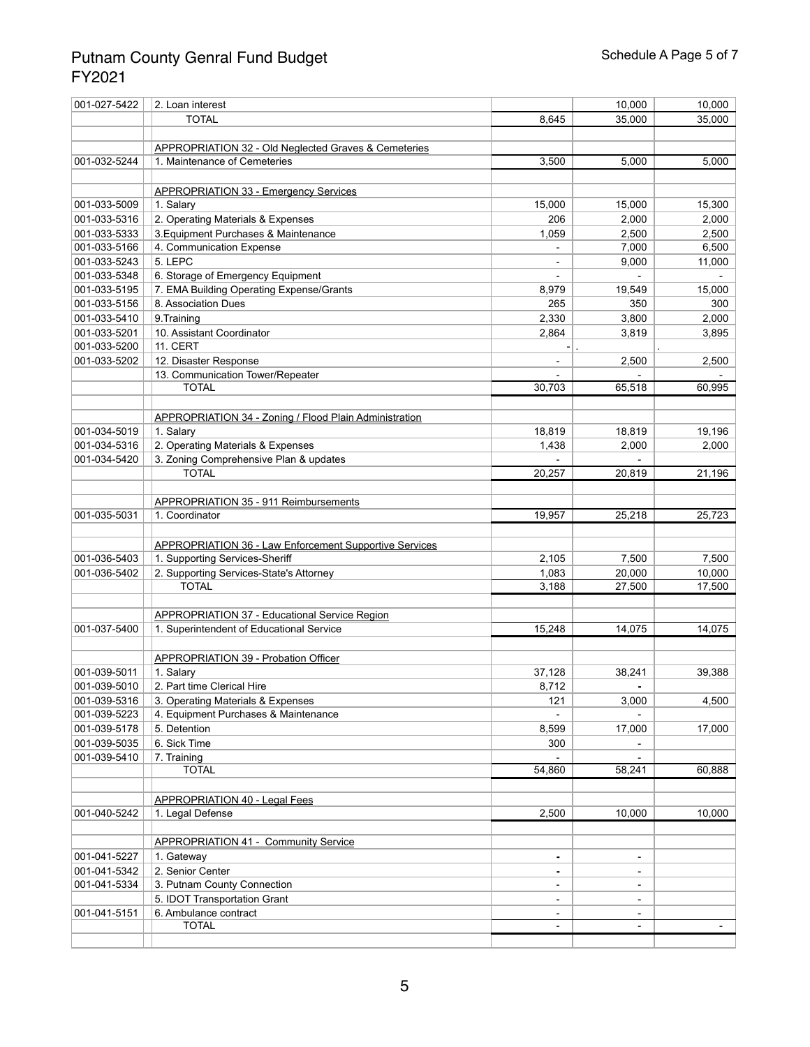# Putnam County Genral Fund Budget FY2021

Schedule A Page 5 of 7

| Account | Description | | | |
|---|---|---|---|---|
| 001-027-5422 | 2. Loan interest | | 10,000 | 10,000 |
| | TOTAL | 8,645 | 35,000 | 35,000 |
| | | | | |
| | APPROPRIATION 32 - Old Neglected Graves & Cemeteries | | | |
| 001-032-5244 | 1. Maintenance of Cemeteries | 3,500 | 5,000 | 5,000 |
| | | | | |
| | APPROPRIATION 33 - Emergency Services | | | |
| 001-033-5009 | 1. Salary | 15,000 | 15,000 | 15,300 |
| 001-033-5316 | 2. Operating Materials & Expenses | 206 | 2,000 | 2,000 |
| 001-033-5333 | 3.Equipment Purchases & Maintenance | 1,059 | 2,500 | 2,500 |
| 001-033-5166 | 4. Communication Expense | - | 7,000 | 6,500 |
| 001-033-5243 | 5. LEPC | - | 9,000 | 11,000 |
| 001-033-5348 | 6. Storage of Emergency Equipment | - | - | - |
| 001-033-5195 | 7. EMA Building Operating Expense/Grants | 8,979 | 19,549 | 15,000 |
| 001-033-5156 | 8. Association Dues | 265 | 350 | 300 |
| 001-033-5410 | 9.Training | 2,330 | 3,800 | 2,000 |
| 001-033-5201 | 10. Assistant Coordinator | 2,864 | 3,819 | 3,895 |
| 001-033-5200 | 11. CERT | - | . | . |
| 001-033-5202 | 12. Disaster Response | - | 2,500 | 2,500 |
| | 13. Communication Tower/Repeater | - | - | - |
| | TOTAL | 30,703 | 65,518 | 60,995 |
| | | | | |
| | APPROPRIATION 34 - Zoning / Flood Plain Administration | | | |
| 001-034-5019 | 1. Salary | 18,819 | 18,819 | 19,196 |
| 001-034-5316 | 2. Operating Materials & Expenses | 1,438 | 2,000 | 2,000 |
| 001-034-5420 | 3. Zoning Comprehensive Plan & updates | - | - | |
| | TOTAL | 20,257 | 20,819 | 21,196 |
| | | | | |
| | APPROPRIATION 35 - 911 Reimbursements | | | |
| 001-035-5031 | 1. Coordinator | 19,957 | 25,218 | 25,723 |
| | | | | |
| | APPROPRIATION 36 - Law Enforcement Supportive Services | | | |
| 001-036-5403 | 1. Supporting Services-Sheriff | 2,105 | 7,500 | 7,500 |
| 001-036-5402 | 2. Supporting Services-State's Attorney | 1,083 | 20,000 | 10,000 |
| | TOTAL | 3,188 | 27,500 | 17,500 |
| | | | | |
| | APPROPRIATION 37 - Educational Service Region | | | |
| 001-037-5400 | 1. Superintendent of Educational Service | 15,248 | 14,075 | 14,075 |
| | | | | |
| | APPROPRIATION 39 - Probation Officer | | | |
| 001-039-5011 | 1. Salary | 37,128 | 38,241 | 39,388 |
| 001-039-5010 | 2. Part time Clerical Hire | 8,712 | - | |
| 001-039-5316 | 3. Operating Materials & Expenses | 121 | 3,000 | 4,500 |
| 001-039-5223 | 4. Equipment Purchases & Maintenance | - | - | |
| 001-039-5178 | 5. Detention | 8,599 | 17,000 | 17,000 |
| 001-039-5035 | 6. Sick Time | 300 | - | |
| 001-039-5410 | 7. Training | - | - | |
| | TOTAL | 54,860 | 58,241 | 60,888 |
| | | | | |
| | APPROPRIATION 40 - Legal Fees | | | |
| 001-040-5242 | 1. Legal Defense | 2,500 | 10,000 | 10,000 |
| | | | | |
| | APPROPRIATION 41 - Community Service | | | |
| 001-041-5227 | 1. Gateway | - | - | |
| 001-041-5342 | 2. Senior Center | - | - | |
| 001-041-5334 | 3. Putnam County Connection | - | - | |
| | 5. IDOT Transportation Grant | - | - | |
| 001-041-5151 | 6. Ambulance contract | - | - | |
| | TOTAL | - | - | - |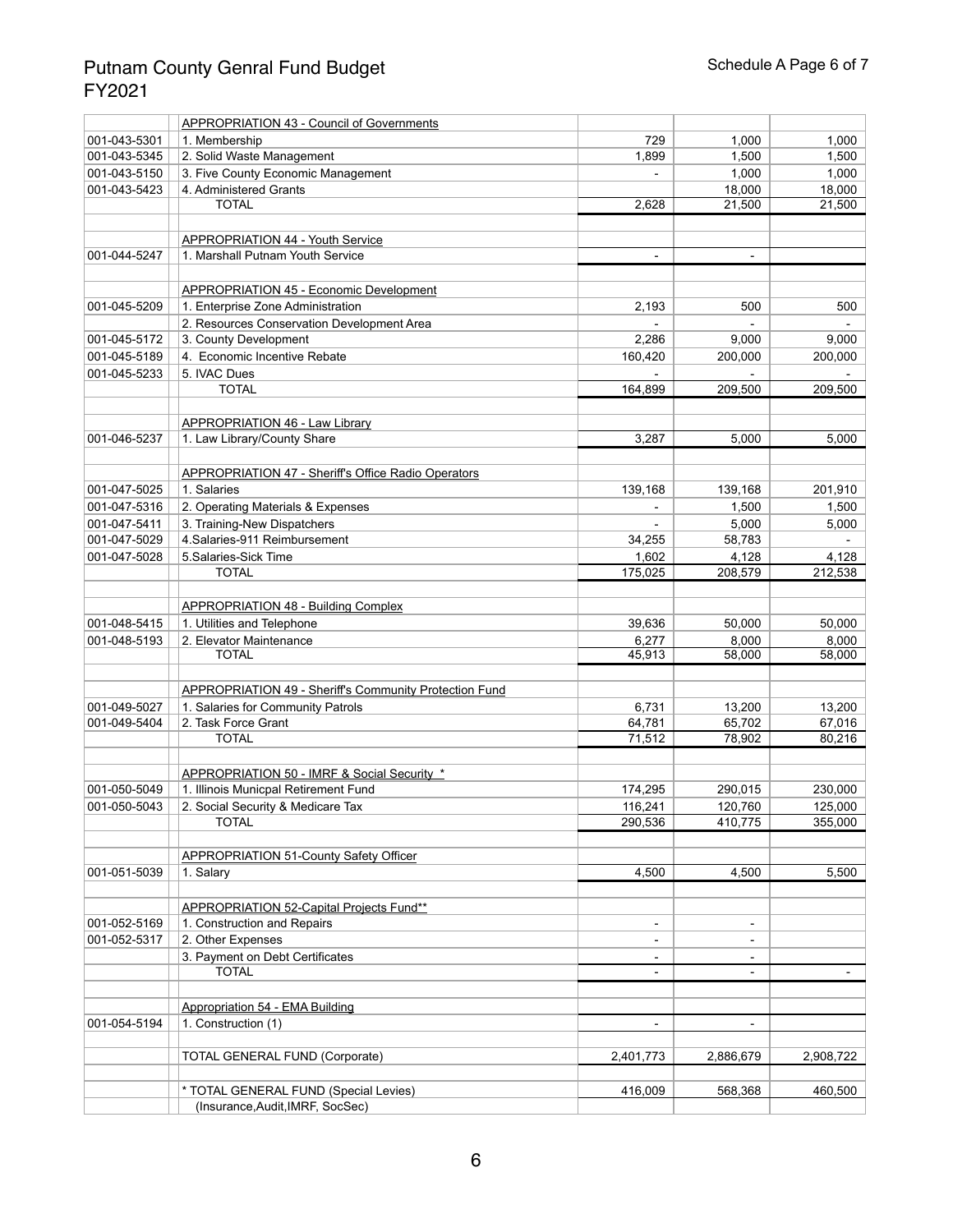# Putnam County Genral Fund Budget
# FY2021

| | | | | |
|---|---|---|---|---|
| | APPROPRIATION 43 - Council of Governments | | | |
| 001-043-5301 | 1. Membership | 729 | 1,000 | 1,000 |
| 001-043-5345 | 2. Solid Waste Management | 1,899 | 1,500 | 1,500 |
| 001-043-5150 | 3. Five County Economic Management | - | 1,000 | 1,000 |
| 001-043-5423 | 4. Administered Grants | | 18,000 | 18,000 |
| | TOTAL | 2,628 | 21,500 | 21,500 |
| | | | | |
| | APPROPRIATION 44 - Youth Service | | | |
| 001-044-5247 | 1. Marshall Putnam Youth Service | - | - | |
| | | | | |
| | APPROPRIATION 45 - Economic Development | | | |
| 001-045-5209 | 1. Enterprise Zone Administration | 2,193 | 500 | 500 |
| | 2. Resources Conservation Development Area | - | - | - |
| 001-045-5172 | 3. County Development | 2,286 | 9,000 | 9,000 |
| 001-045-5189 | 4. Economic Incentive Rebate | 160,420 | 200,000 | 200,000 |
| 001-045-5233 | 5. IVAC Dues | - | - | - |
| | TOTAL | 164,899 | 209,500 | 209,500 |
| | | | | |
| | APPROPRIATION 46 - Law Library | | | |
| 001-046-5237 | 1. Law Library/County Share | 3,287 | 5,000 | 5,000 |
| | | | | |
| | APPROPRIATION 47 - Sheriff's Office Radio Operators | | | |
| 001-047-5025 | 1. Salaries | 139,168 | 139,168 | 201,910 |
| 001-047-5316 | 2. Operating Materials & Expenses | - | 1,500 | 1,500 |
| 001-047-5411 | 3. Training-New Dispatchers | - | 5,000 | 5,000 |
| 001-047-5029 | 4.Salaries-911 Reimbursement | 34,255 | 58,783 | - |
| 001-047-5028 | 5.Salaries-Sick Time | 1,602 | 4,128 | 4,128 |
| | TOTAL | 175,025 | 208,579 | 212,538 |
| | | | | |
| | APPROPRIATION 48 - Building Complex | | | |
| 001-048-5415 | 1. Utilities and Telephone | 39,636 | 50,000 | 50,000 |
| 001-048-5193 | 2. Elevator Maintenance | 6,277 | 8,000 | 8,000 |
| | TOTAL | 45,913 | 58,000 | 58,000 |
| | | | | |
| | APPROPRIATION 49 - Sheriff's Community Protection Fund | | | |
| 001-049-5027 | 1. Salaries for Community Patrols | 6,731 | 13,200 | 13,200 |
| 001-049-5404 | 2. Task Force Grant | 64,781 | 65,702 | 67,016 |
| | TOTAL | 71,512 | 78,902 | 80,216 |
| | | | | |
| | APPROPRIATION 50 - IMRF & Social Security * | | | |
| 001-050-5049 | 1. Illinois Municpal Retirement Fund | 174,295 | 290,015 | 230,000 |
| 001-050-5043 | 2. Social Security & Medicare Tax | 116,241 | 120,760 | 125,000 |
| | TOTAL | 290,536 | 410,775 | 355,000 |
| | | | | |
| | APPROPRIATION 51-County Safety Officer | | | |
| 001-051-5039 | 1. Salary | 4,500 | 4,500 | 5,500 |
| | | | | |
| | APPROPRIATION 52-Capital Projects Fund** | | | |
| 001-052-5169 | 1. Construction and Repairs | - | - | |
| 001-052-5317 | 2. Other Expenses | - | - | |
| | 3. Payment on Debt Certificates | - | - | |
| | TOTAL | - | - | - |
| | | | | |
| | Appropriation 54 - EMA Building | | | |
| 001-054-5194 | 1. Construction (1) | - | - | |
| | | | | |
| | TOTAL GENERAL FUND (Corporate) | 2,401,773 | 2,886,679 | 2,908,722 |
| | | | | |
| | * TOTAL GENERAL FUND (Special Levies) | 416,009 | 568,368 | 460,500 |
| | (Insurance,Audit,IMRF, SocSec) | | | |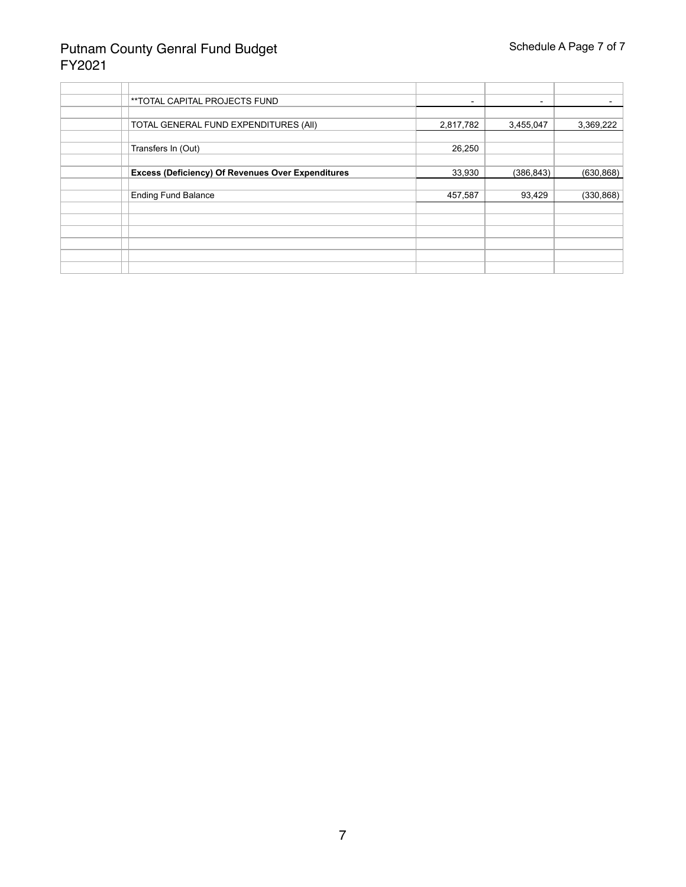# Putnam County Genral Fund Budget FY2021

| | | | |
|---|---|---|---|
| **TOTAL CAPITAL PROJECTS FUND | - | - | - |
| | | | |
| TOTAL GENERAL FUND EXPENDITURES (All) | 2,817,782 | 3,455,047 | 3,369,222 |
| | | | |
| Transfers In (Out) | 26,250 | | |
| | | | |
| **Excess (Deficiency) Of Revenues Over Expenditures** | 33,930 | (386,843) | (630,868) |
| | | | |
| Ending Fund Balance | 457,587 | 93,429 | (330,868) |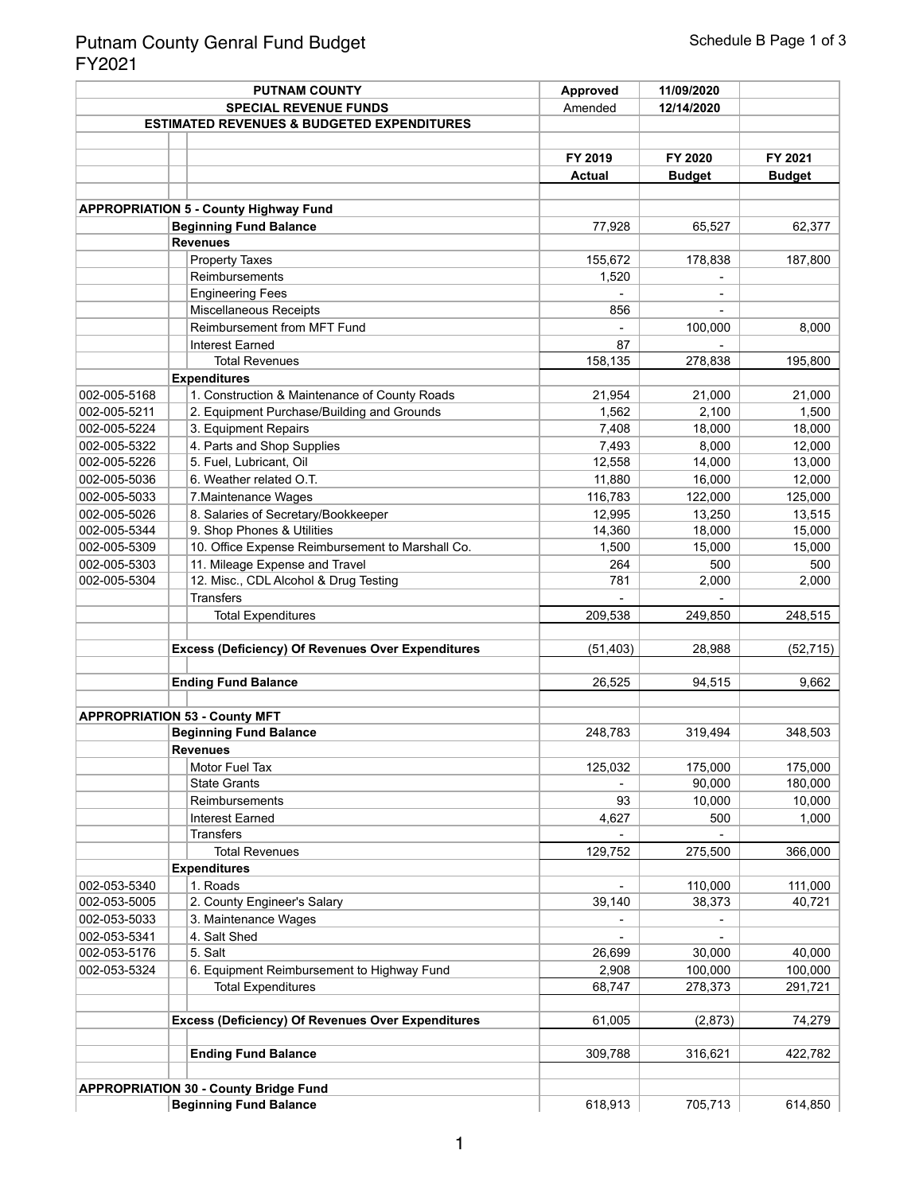# Putnam County Genral Fund Budget
# FY2021

| PUTNAM COUNTY | | | Approved | 11/09/2020 | |
|---|---|---|---|---|---|
| SPECIAL REVENUE FUNDS | | | Amended | 12/14/2020 | |
| ESTIMATED REVENUES & BUDGETED EXPENDITURES | | | | | |
| | | | FY 2019 | FY 2020 | FY 2021 |
| | | | **Actual** | **Budget** | **Budget** |
| **APPROPRIATION 5 - County Highway Fund** | | | | | |
| | **Beginning Fund Balance** | | 77,928 | 65,527 | 62,377 |
| | **Revenues** | | | | |
| | | Property Taxes | 155,672 | 178,838 | 187,800 |
| | | Reimbursements | 1,520 | - | |
| | | Engineering Fees | - | - | |
| | | Miscellaneous Receipts | 856 | - | |
| | | Reimbursement from MFT Fund | - | 100,000 | 8,000 |
| | | Interest Earned | 87 | - | |
| | | Total Revenues | 158,135 | 278,838 | 195,800 |
| | **Expenditures** | | | | |
| 002-005-5168 | | 1. Construction & Maintenance of County Roads | 21,954 | 21,000 | 21,000 |
| 002-005-5211 | | 2. Equipment Purchase/Building and Grounds | 1,562 | 2,100 | 1,500 |
| 002-005-5224 | | 3. Equipment Repairs | 7,408 | 18,000 | 18,000 |
| 002-005-5322 | | 4. Parts and Shop Supplies | 7,493 | 8,000 | 12,000 |
| 002-005-5226 | | 5. Fuel, Lubricant, Oil | 12,558 | 14,000 | 13,000 |
| 002-005-5036 | | 6. Weather related O.T. | 11,880 | 16,000 | 12,000 |
| 002-005-5033 | | 7.Maintenance Wages | 116,783 | 122,000 | 125,000 |
| 002-005-5026 | | 8. Salaries of Secretary/Bookkeeper | 12,995 | 13,250 | 13,515 |
| 002-005-5344 | | 9. Shop Phones & Utilities | 14,360 | 18,000 | 15,000 |
| 002-005-5309 | | 10. Office Expense Reimbursement to Marshall Co. | 1,500 | 15,000 | 15,000 |
| 002-005-5303 | | 11. Mileage Expense and Travel | 264 | 500 | 500 |
| 002-005-5304 | | 12. Misc., CDL Alcohol & Drug Testing | 781 | 2,000 | 2,000 |
| | | Transfers | - | - | |
| | | Total Expenditures | 209,538 | 249,850 | 248,515 |
| | **Excess (Deficiency) Of Revenues Over Expenditures** | | (51,403) | 28,988 | (52,715) |
| | **Ending Fund Balance** | | 26,525 | 94,515 | 9,662 |
| **APPROPRIATION 53 - County MFT** | | | | | |
| | **Beginning Fund Balance** | | 248,783 | 319,494 | 348,503 |
| | **Revenues** | | | | |
| | | Motor Fuel Tax | 125,032 | 175,000 | 175,000 |
| | | State Grants | - | 90,000 | 180,000 |
| | | Reimbursements | 93 | 10,000 | 10,000 |
| | | Interest Earned | 4,627 | 500 | 1,000 |
| | | Transfers | - | - | |
| | | Total Revenues | 129,752 | 275,500 | 366,000 |
| | **Expenditures** | | | | |
| 002-053-5340 | | 1. Roads | - | 110,000 | 111,000 |
| 002-053-5005 | | 2. County Engineer's Salary | 39,140 | 38,373 | 40,721 |
| 002-053-5033 | | 3. Maintenance Wages | - | - | |
| 002-053-5341 | | 4. Salt Shed | - | - | |
| 002-053-5176 | | 5. Salt | 26,699 | 30,000 | 40,000 |
| 002-053-5324 | | 6. Equipment Reimbursement to Highway Fund | 2,908 | 100,000 | 100,000 |
| | | Total Expenditures | 68,747 | 278,373 | 291,721 |
| | **Excess (Deficiency) Of Revenues Over Expenditures** | | 61,005 | (2,873) | 74,279 |
| | | **Ending Fund Balance** | 309,788 | 316,621 | 422,782 |
| **APPROPRIATION 30 - County Bridge Fund** | | | | | |
| | **Beginning Fund Balance** | | 618,913 | 705,713 | 614,850 |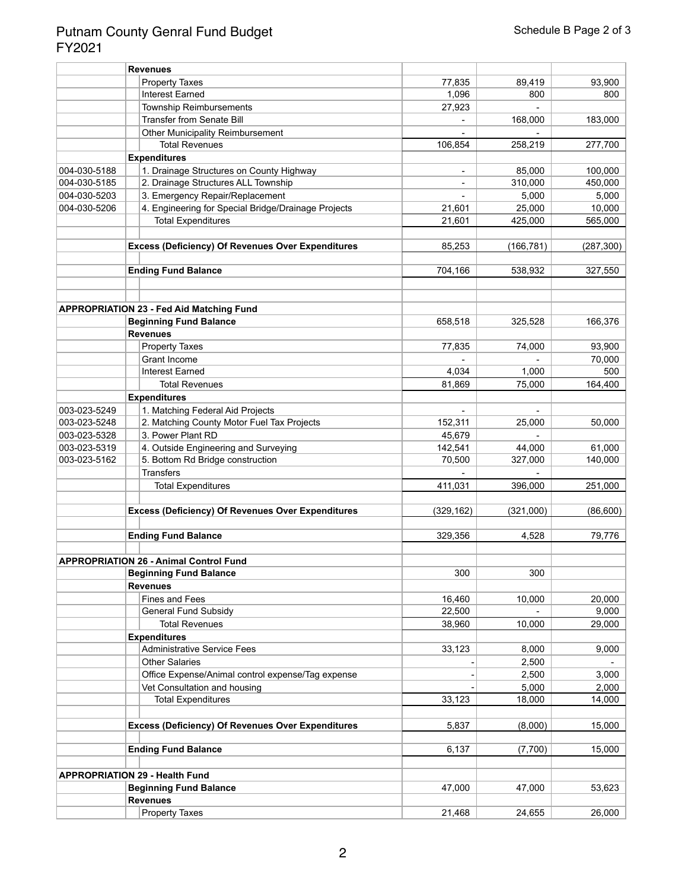# Putnam County Genral Fund Budget FY2021

Schedule B Page 2 of 3

| | | | | |
|---|---|---|---|---|
| | **Revenues** | | | |
| | Property Taxes | 77,835 | 89,419 | 93,900 |
| | Interest Earned | 1,096 | 800 | 800 |
| | Township Reimbursements | 27,923 | - | |
| | Transfer from Senate Bill | - | 168,000 | 183,000 |
| | Other Municipality Reimbursement | - | - | |
| | Total Revenues | 106,854 | 258,219 | 277,700 |
| | **Expenditures** | | | |
| 004-030-5188 | 1. Drainage Structures on County Highway | - | 85,000 | 100,000 |
| 004-030-5185 | 2. Drainage Structures ALL Township | - | 310,000 | 450,000 |
| 004-030-5203 | 3. Emergency Repair/Replacement | - | 5,000 | 5,000 |
| 004-030-5206 | 4. Engineering for Special Bridge/Drainage Projects | 21,601 | 25,000 | 10,000 |
| | Total Expenditures | 21,601 | 425,000 | 565,000 |
| | | | | |
| | **Excess (Deficiency) Of Revenues Over Expenditures** | 85,253 | (166,781) | (287,300) |
| | | | | |
| | **Ending Fund Balance** | 704,166 | 538,932 | 327,550 |
| | | | | |
| | | | | |
| **APPROPRIATION 23 - Fed Aid Matching Fund** | | | | |
| | **Beginning Fund Balance** | 658,518 | 325,528 | 166,376 |
| | **Revenues** | | | |
| | Property Taxes | 77,835 | 74,000 | 93,900 |
| | Grant Income | - | - | 70,000 |
| | Interest Earned | 4,034 | 1,000 | 500 |
| | Total Revenues | 81,869 | 75,000 | 164,400 |
| | **Expenditures** | | | |
| 003-023-5249 | 1. Matching Federal Aid Projects | - | - | |
| 003-023-5248 | 2. Matching County Motor Fuel Tax Projects | 152,311 | 25,000 | 50,000 |
| 003-023-5328 | 3. Power Plant RD | 45,679 | - | |
| 003-023-5319 | 4. Outside Engineering and Surveying | 142,541 | 44,000 | 61,000 |
| 003-023-5162 | 5. Bottom Rd Bridge construction | 70,500 | 327,000 | 140,000 |
| | Transfers | - | - | |
| | Total Expenditures | 411,031 | 396,000 | 251,000 |
| | | | | |
| | **Excess (Deficiency) Of Revenues Over Expenditures** | (329,162) | (321,000) | (86,600) |
| | | | | |
| | **Ending Fund Balance** | 329,356 | 4,528 | 79,776 |
| | | | | |
| **APPROPRIATION 26 - Animal Control Fund** | | | | |
| | **Beginning Fund Balance** | 300 | 300 | |
| | **Revenues** | | | |
| | Fines and Fees | 16,460 | 10,000 | 20,000 |
| | General Fund Subsidy | 22,500 | - | 9,000 |
| | Total Revenues | 38,960 | 10,000 | 29,000 |
| | **Expenditures** | | | |
| | Administrative Service Fees | 33,123 | 8,000 | 9,000 |
| | Other Salaries | - | 2,500 | - |
| | Office Expense/Animal control expense/Tag expense | - | 2,500 | 3,000 |
| | Vet Consultation and housing | - | 5,000 | 2,000 |
| | Total Expenditures | 33,123 | 18,000 | 14,000 |
| | | | | |
| | **Excess (Deficiency) Of Revenues Over Expenditures** | 5,837 | (8,000) | 15,000 |
| | | | | |
| | **Ending Fund Balance** | 6,137 | (7,700) | 15,000 |
| | | | | |
| **APPROPRIATION 29 - Health Fund** | | | | |
| | **Beginning Fund Balance** | 47,000 | 47,000 | 53,623 |
| | **Revenues** | | | |
| | Property Taxes | 21,468 | 24,655 | 26,000 |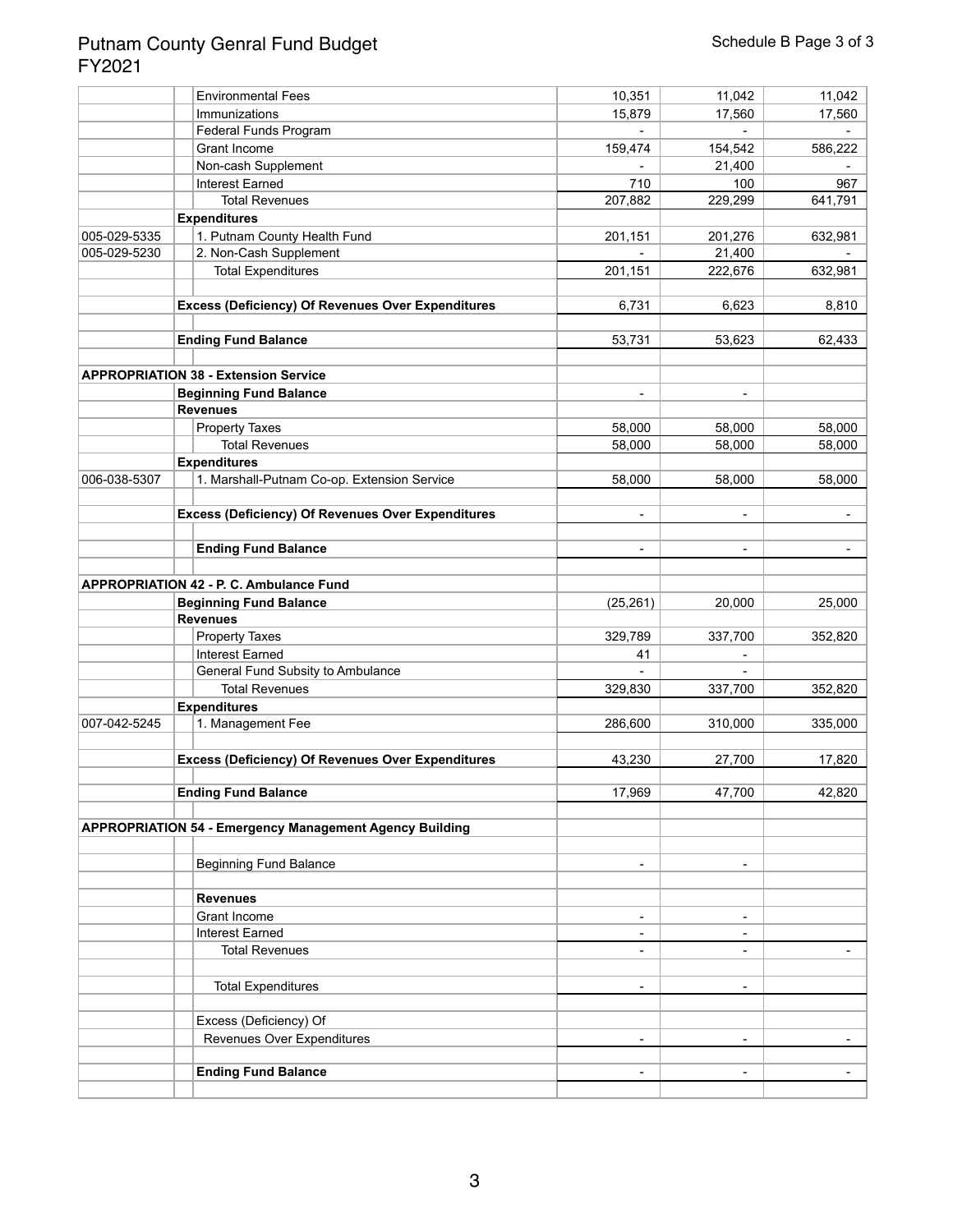| | | | | |
|---|---|---|---|---|
| | Environmental Fees | 10,351 | 11,042 | 11,042 |
| | Immunizations | 15,879 | 17,560 | 17,560 |
| | Federal Funds Program | - | - | - |
| | Grant Income | 159,474 | 154,542 | 586,222 |
| | Non-cash Supplement | - | 21,400 | - |
| | Interest Earned | 710 | 100 | 967 |
| | Total Revenues | 207,882 | 229,299 | 641,791 |
| | **Expenditures** | | | |
| 005-029-5335 | 1. Putnam County Health Fund | 201,151 | 201,276 | 632,981 |
| 005-029-5230 | 2. Non-Cash Supplement | - | 21,400 | - |
| | Total Expenditures | 201,151 | 222,676 | 632,981 |
| | | | | |
| | **Excess (Deficiency) Of Revenues Over Expenditures** | 6,731 | 6,623 | 8,810 |
| | | | | |
| | **Ending Fund Balance** | 53,731 | 53,623 | 62,433 |
| | | | | |
| **APPROPRIATION 38 - Extension Service** | | | | |
| | **Beginning Fund Balance** | - | - | |
| | **Revenues** | | | |
| | Property Taxes | 58,000 | 58,000 | 58,000 |
| | Total Revenues | 58,000 | 58,000 | 58,000 |
| | **Expenditures** | | | |
| 006-038-5307 | 1. Marshall-Putnam Co-op. Extension Service | 58,000 | 58,000 | 58,000 |
| | | | | |
| | **Excess (Deficiency) Of Revenues Over Expenditures** | - | - | - |
| | | | | |
| | **Ending Fund Balance** | - | - | - |
| | | | | |
| **APPROPRIATION 42 - P. C. Ambulance Fund** | | | | |
| | **Beginning Fund Balance** | (25,261) | 20,000 | 25,000 |
| | **Revenues** | | | |
| | Property Taxes | 329,789 | 337,700 | 352,820 |
| | Interest Earned | 41 | - | |
| | General Fund Subsity to Ambulance | - | - | |
| | Total Revenues | 329,830 | 337,700 | 352,820 |
| | **Expenditures** | | | |
| 007-042-5245 | 1. Management Fee | 286,600 | 310,000 | 335,000 |
| | | | | |
| | **Excess (Deficiency) Of Revenues Over Expenditures** | 43,230 | 27,700 | 17,820 |
| | | | | |
| | **Ending Fund Balance** | 17,969 | 47,700 | 42,820 |
| | | | | |
| **APPROPRIATION 54 - Emergency Management Agency Building** | | | | |
| | | | | |
| | Beginning Fund Balance | - | - | |
| | | | | |
| | **Revenues** | | | |
| | Grant Income | - | - | |
| | Interest Earned | - | - | |
| | Total Revenues | - | - | - |
| | | | | |
| | Total Expenditures | - | - | |
| | | | | |
| | Excess (Deficiency) Of | | | |
| | Revenues Over Expenditures | - | - | - |
| | | | | |
| | **Ending Fund Balance** | - | - | - |